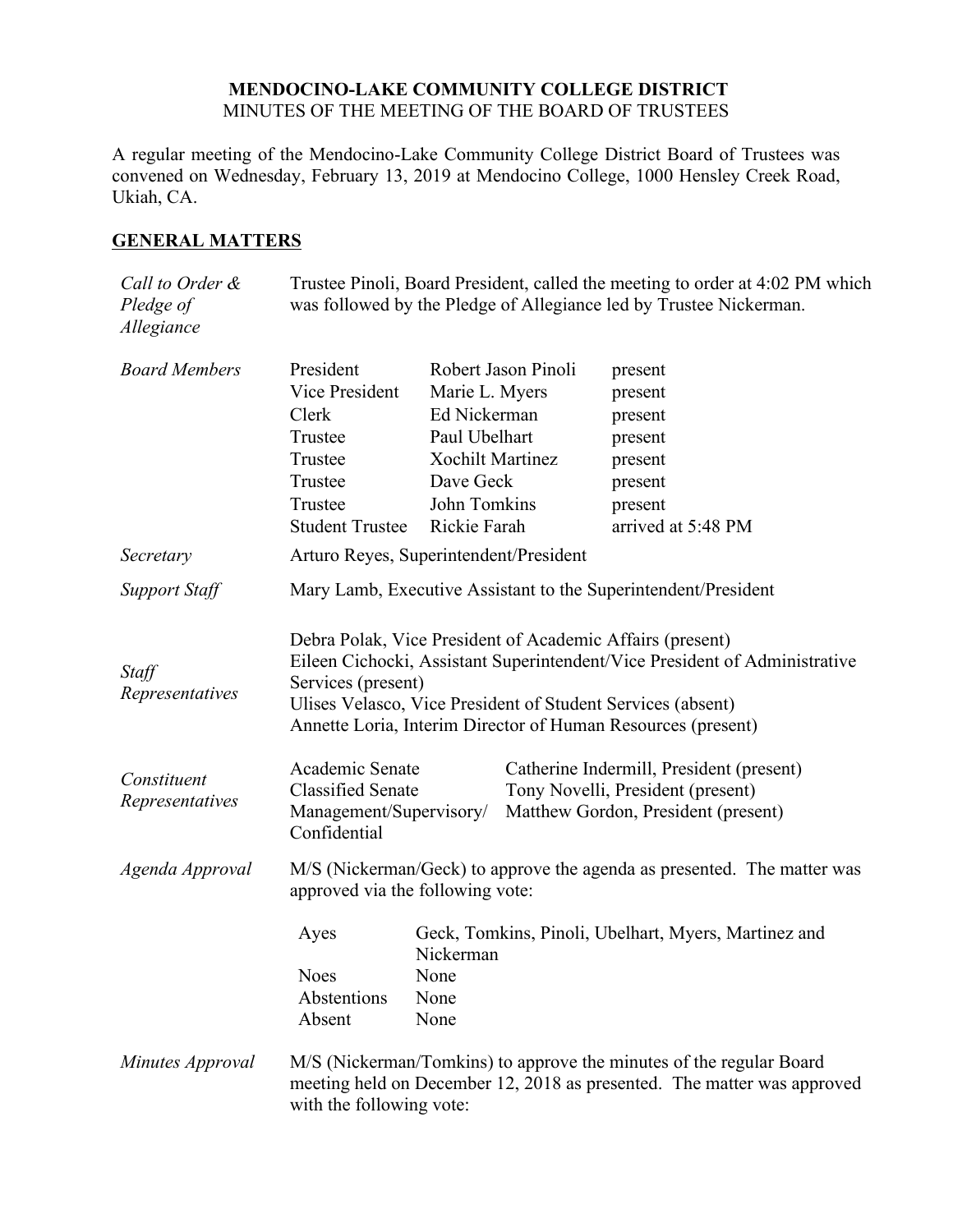# MENDOCINO-LAKE COMMUNITY COLLEGE DISTRICT

MINUTES OF THE MEETING OF THE BOARD OF TRUSTEES

A regular meeting of the Mendocino-Lake Community College District Board of Trustees was convened on Wednesday, February 13, 2019 at Mendocino College, 1000 Hensley Creek Road, Ukiah, CA.

## GENERAL MATTERS

*Call to Order & Pledge of Allegiance*

Trustee Pinoli, Board President, called the meeting to order at 4:02 PM which was followed by the Pledge of Allegiance led by Trustee Nickerman.

*Board Members*

| | | |
|---|---|---|
| President | Robert Jason Pinoli | present |
| Vice President | Marie L. Myers | present |
| Clerk | Ed Nickerman | present |
| Trustee | Paul Ubelhart | present |
| Trustee | Xochilt Martinez | present |
| Trustee | Dave Geck | present |
| Trustee | John Tomkins | present |
| Student Trustee | Rickie Farah | arrived at 5:48 PM |

*Secretary*

Arturo Reyes, Superintendent/President

*Support Staff*

Mary Lamb, Executive Assistant to the Superintendent/President

*Staff Representatives*

Debra Polak, Vice President of Academic Affairs (present)
Eileen Cichocki, Assistant Superintendent/Vice President of Administrative Services (present)
Ulises Velasco, Vice President of Student Services (absent)
Annette Loria, Interim Director of Human Resources (present)

*Constituent Representatives*

| | |
|---|---|
| Academic Senate | Catherine Indermill, President (present) |
| Classified Senate | Tony Novelli, President (present) |
| Management/Supervisory/ Confidential | Matthew Gordon, President (present) |

*Agenda Approval*

M/S (Nickerman/Geck) to approve the agenda as presented. The matter was approved via the following vote:

| | |
|---|---|
| Ayes | Geck, Tomkins, Pinoli, Ubelhart, Myers, Martinez and Nickerman |
| Noes | None |
| Abstentions | None |
| Absent | None |

*Minutes Approval*

M/S (Nickerman/Tomkins) to approve the minutes of the regular Board meeting held on December 12, 2018 as presented. The matter was approved with the following vote: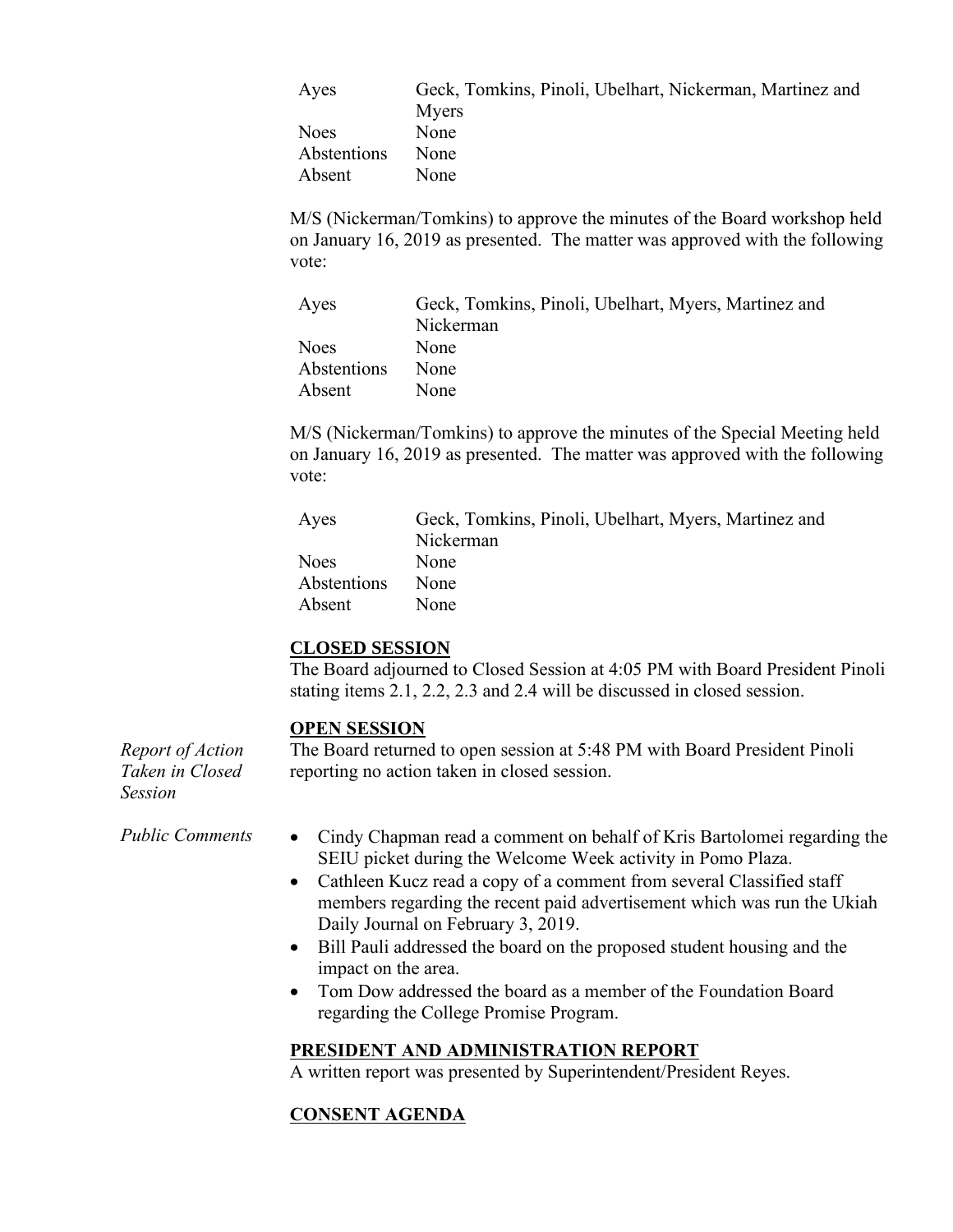| | |
|---|---|
| Ayes | Geck, Tomkins, Pinoli, Ubelhart, Nickerman, Martinez and Myers |
| Noes | None |
| Abstentions | None |
| Absent | None |

M/S (Nickerman/Tomkins) to approve the minutes of the Board workshop held on January 16, 2019 as presented. The matter was approved with the following vote:

| | |
|---|---|
| Ayes | Geck, Tomkins, Pinoli, Ubelhart, Myers, Martinez and Nickerman |
| Noes | None |
| Abstentions | None |
| Absent | None |

M/S (Nickerman/Tomkins) to approve the minutes of the Special Meeting held on January 16, 2019 as presented. The matter was approved with the following vote:

| | |
|---|---|
| Ayes | Geck, Tomkins, Pinoli, Ubelhart, Myers, Martinez and Nickerman |
| Noes | None |
| Abstentions | None |
| Absent | None |

**CLOSED SESSION**

The Board adjourned to Closed Session at 4:05 PM with Board President Pinoli stating items 2.1, 2.2, 2.3 and 2.4 will be discussed in closed session.

**OPEN SESSION**

*Report of Action Taken in Closed Session*

The Board returned to open session at 5:48 PM with Board President Pinoli reporting no action taken in closed session.

*Public Comments*

- Cindy Chapman read a comment on behalf of Kris Bartolomei regarding the SEIU picket during the Welcome Week activity in Pomo Plaza.
- Cathleen Kucz read a copy of a comment from several Classified staff members regarding the recent paid advertisement which was run the Ukiah Daily Journal on February 3, 2019.
- Bill Pauli addressed the board on the proposed student housing and the impact on the area.
- Tom Dow addressed the board as a member of the Foundation Board regarding the College Promise Program.

**PRESIDENT AND ADMINISTRATION REPORT**

A written report was presented by Superintendent/President Reyes.

**CONSENT AGENDA**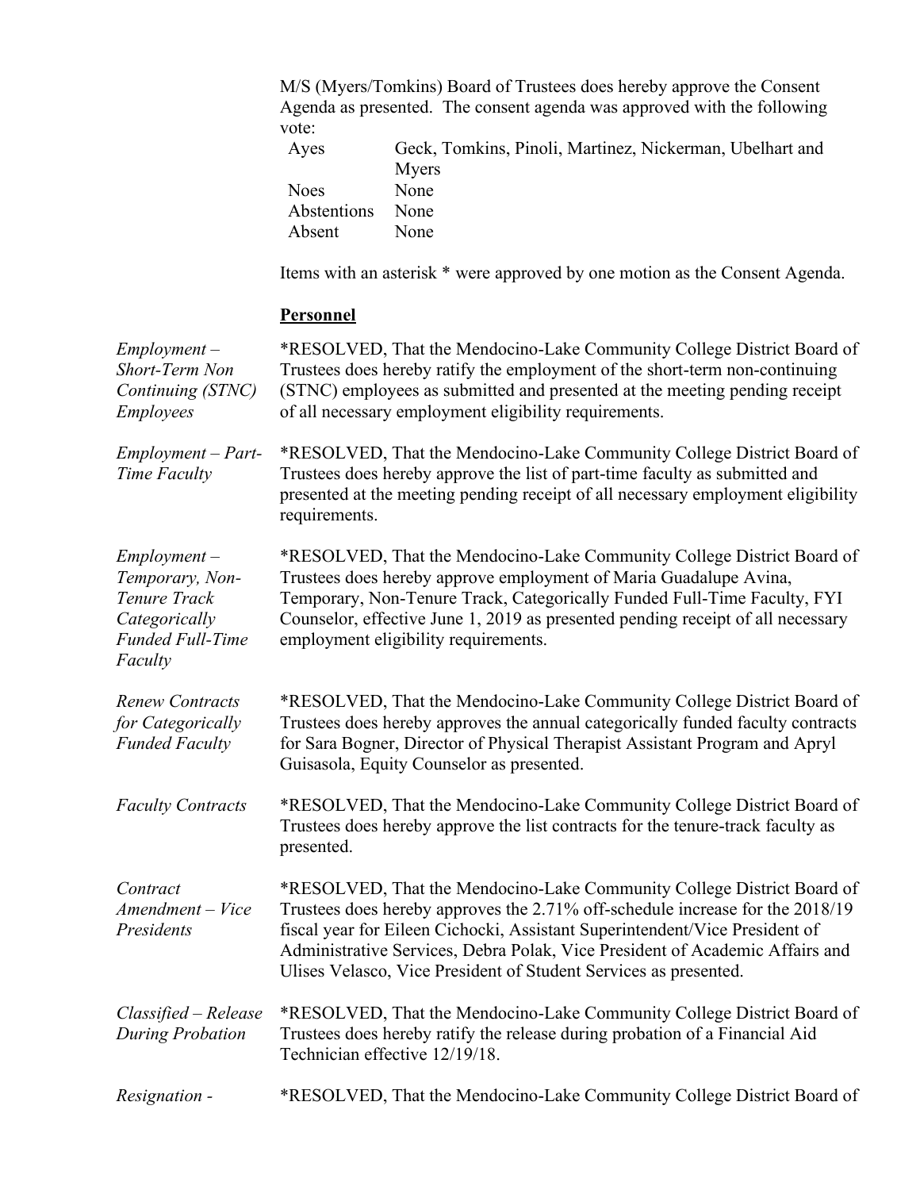M/S (Myers/Tomkins) Board of Trustees does hereby approve the Consent Agenda as presented. The consent agenda was approved with the following vote:

| | |
|---|---|
| Ayes | Geck, Tomkins, Pinoli, Martinez, Nickerman, Ubelhart and Myers |
| Noes | None |
| Abstentions | None |
| Absent | None |

Items with an asterisk * were approved by one motion as the Consent Agenda.

**Personnel**

*Employment – Short-Term Non Continuing (STNC) Employees*

*RESOLVED, That the Mendocino-Lake Community College District Board of Trustees does hereby ratify the employment of the short-term non-continuing (STNC) employees as submitted and presented at the meeting pending receipt of all necessary employment eligibility requirements.

*Employment – Part-Time Faculty*

*RESOLVED, That the Mendocino-Lake Community College District Board of Trustees does hereby approve the list of part-time faculty as submitted and presented at the meeting pending receipt of all necessary employment eligibility requirements.

*Employment – Temporary, Non-Tenure Track Categorically Funded Full-Time Faculty*

*RESOLVED, That the Mendocino-Lake Community College District Board of Trustees does hereby approve employment of Maria Guadalupe Avina, Temporary, Non-Tenure Track, Categorically Funded Full-Time Faculty, FYI Counselor, effective June 1, 2019 as presented pending receipt of all necessary employment eligibility requirements.

*Renew Contracts for Categorically Funded Faculty*

*RESOLVED, That the Mendocino-Lake Community College District Board of Trustees does hereby approves the annual categorically funded faculty contracts for Sara Bogner, Director of Physical Therapist Assistant Program and Apryl Guisasola, Equity Counselor as presented.

*Faculty Contracts*

*RESOLVED, That the Mendocino-Lake Community College District Board of Trustees does hereby approve the list contracts for the tenure-track faculty as presented.

*Contract Amendment – Vice Presidents*

*RESOLVED, That the Mendocino-Lake Community College District Board of Trustees does hereby approves the 2.71% off-schedule increase for the 2018/19 fiscal year for Eileen Cichocki, Assistant Superintendent/Vice President of Administrative Services, Debra Polak, Vice President of Academic Affairs and Ulises Velasco, Vice President of Student Services as presented.

*Classified – Release During Probation*

*RESOLVED, That the Mendocino-Lake Community College District Board of Trustees does hereby ratify the release during probation of a Financial Aid Technician effective 12/19/18.

*Resignation -*

*RESOLVED, That the Mendocino-Lake Community College District Board of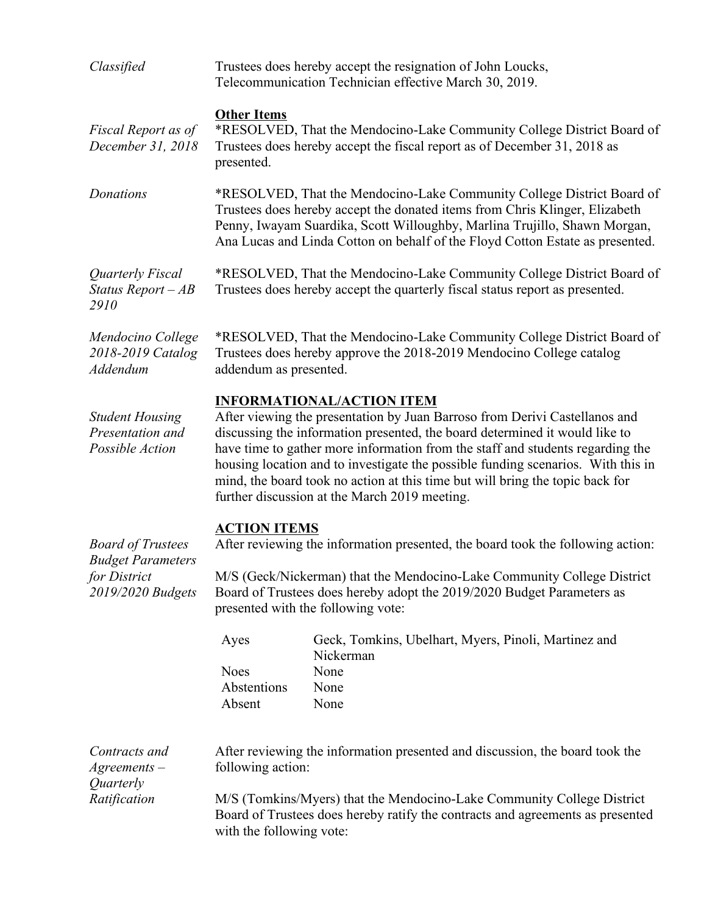*Classified* Trustees does hereby accept the resignation of John Loucks, Telecommunication Technician effective March 30, 2019.

**Other Items**

*Fiscal Report as of December 31, 2018*

*RESOLVED, That the Mendocino-Lake Community College District Board of Trustees does hereby accept the fiscal report as of December 31, 2018 as presented.

*Donations*

*RESOLVED, That the Mendocino-Lake Community College District Board of Trustees does hereby accept the donated items from Chris Klinger, Elizabeth Penny, Iwayam Suardika, Scott Willoughby, Marlina Trujillo, Shawn Morgan, Ana Lucas and Linda Cotton on behalf of the Floyd Cotton Estate as presented.

*Quarterly Fiscal Status Report – AB 2910*

*RESOLVED, That the Mendocino-Lake Community College District Board of Trustees does hereby accept the quarterly fiscal status report as presented.

*Mendocino College 2018-2019 Catalog Addendum*

*RESOLVED, That the Mendocino-Lake Community College District Board of Trustees does hereby approve the 2018-2019 Mendocino College catalog addendum as presented.

**INFORMATIONAL/ACTION ITEM**

*Student Housing Presentation and Possible Action*

After viewing the presentation by Juan Barroso from Derivi Castellanos and discussing the information presented, the board determined it would like to have time to gather more information from the staff and students regarding the housing location and to investigate the possible funding scenarios. With this in mind, the board took no action at this time but will bring the topic back for further discussion at the March 2019 meeting.

**ACTION ITEMS**

*Board of Trustees Budget Parameters for District 2019/2020 Budgets*

After reviewing the information presented, the board took the following action:

M/S (Geck/Nickerman) that the Mendocino-Lake Community College District Board of Trustees does hereby adopt the 2019/2020 Budget Parameters as presented with the following vote:

| | |
|---|---|
| Ayes | Geck, Tomkins, Ubelhart, Myers, Pinoli, Martinez and Nickerman |
| Noes | None |
| Abstentions | None |
| Absent | None |

*Contracts and Agreements – Quarterly Ratification*

After reviewing the information presented and discussion, the board took the following action:

M/S (Tomkins/Myers) that the Mendocino-Lake Community College District Board of Trustees does hereby ratify the contracts and agreements as presented with the following vote: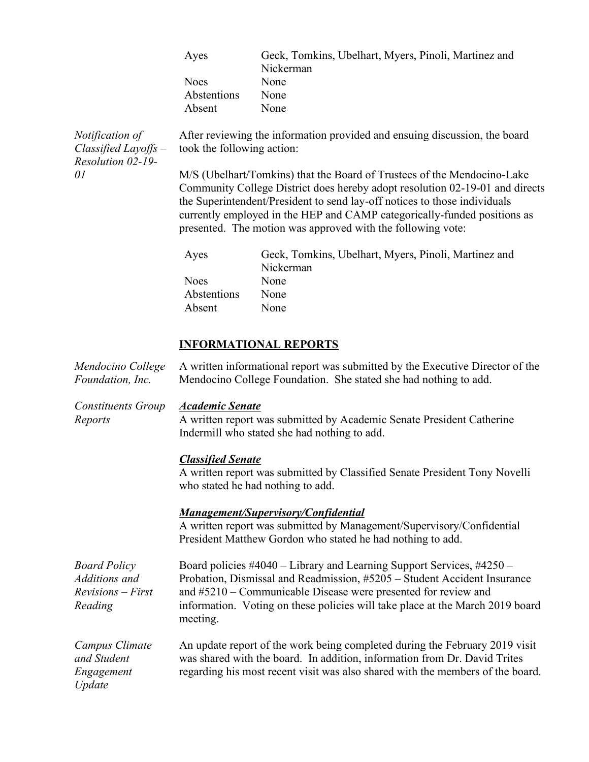| | |
|---|---|
| Ayes | Geck, Tomkins, Ubelhart, Myers, Pinoli, Martinez and Nickerman |
| Noes | None |
| Abstentions | None |
| Absent | None |

*Notification of Classified Layoffs – Resolution 02-19-01*

After reviewing the information provided and ensuing discussion, the board took the following action:

M/S (Ubelhart/Tomkins) that the Board of Trustees of the Mendocino-Lake Community College District does hereby adopt resolution 02-19-01 and directs the Superintendent/President to send lay-off notices to those individuals currently employed in the HEP and CAMP categorically-funded positions as presented. The motion was approved with the following vote:

| | |
|---|---|
| Ayes | Geck, Tomkins, Ubelhart, Myers, Pinoli, Martinez and Nickerman |
| Noes | None |
| Abstentions | None |
| Absent | None |

## INFORMATIONAL REPORTS

*Mendocino College Foundation, Inc.*

A written informational report was submitted by the Executive Director of the Mendocino College Foundation. She stated she had nothing to add.

*Constituents Group Reports*

***Academic Senate***

A written report was submitted by Academic Senate President Catherine Indermill who stated she had nothing to add.

***Classified Senate***

A written report was submitted by Classified Senate President Tony Novelli who stated he had nothing to add.

***Management/Supervisory/Confidential***

A written report was submitted by Management/Supervisory/Confidential President Matthew Gordon who stated he had nothing to add.

*Board Policy Additions and Revisions – First Reading*

Board policies #4040 – Library and Learning Support Services, #4250 – Probation, Dismissal and Readmission, #5205 – Student Accident Insurance and #5210 – Communicable Disease were presented for review and information. Voting on these policies will take place at the March 2019 board meeting.

*Campus Climate and Student Engagement Update*

An update report of the work being completed during the February 2019 visit was shared with the board. In addition, information from Dr. David Trites regarding his most recent visit was also shared with the members of the board.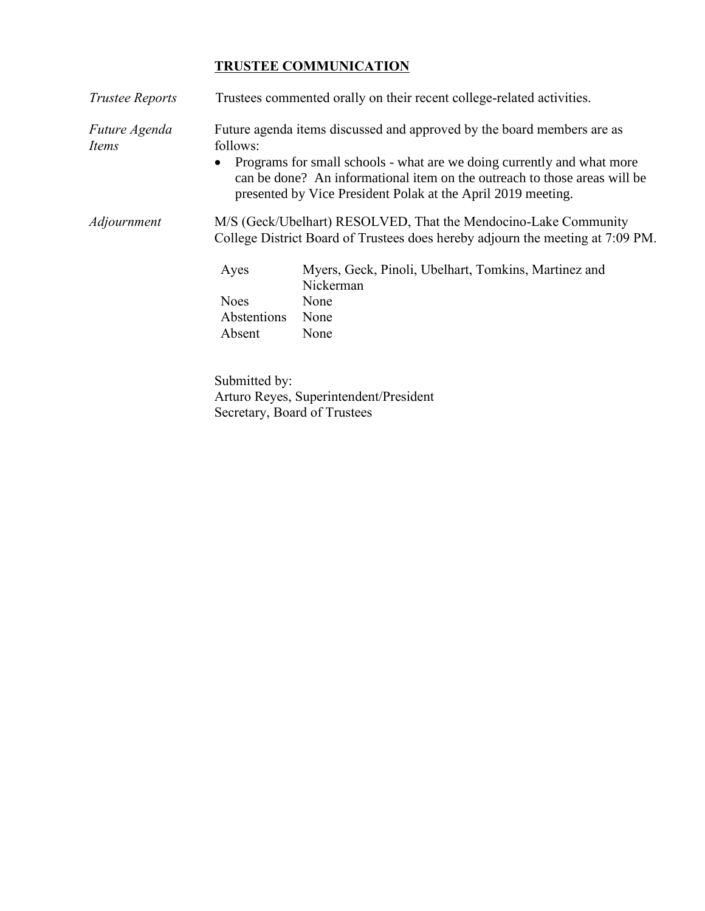## TRUSTEE COMMUNICATION

*Trustee Reports*

Trustees commented orally on their recent college-related activities.

*Future Agenda Items*

Future agenda items discussed and approved by the board members are as follows:

- Programs for small schools - what are we doing currently and what more can be done? An informational item on the outreach to those areas will be presented by Vice President Polak at the April 2019 meeting.

*Adjournment*

M/S (Geck/Ubelhart) RESOLVED, That the Mendocino-Lake Community College District Board of Trustees does hereby adjourn the meeting at 7:09 PM.

| | |
|---|---|
| Ayes | Myers, Geck, Pinoli, Ubelhart, Tomkins, Martinez and Nickerman |
| Noes | None |
| Abstentions | None |
| Absent | None |

Submitted by:
Arturo Reyes, Superintendent/President
Secretary, Board of Trustees